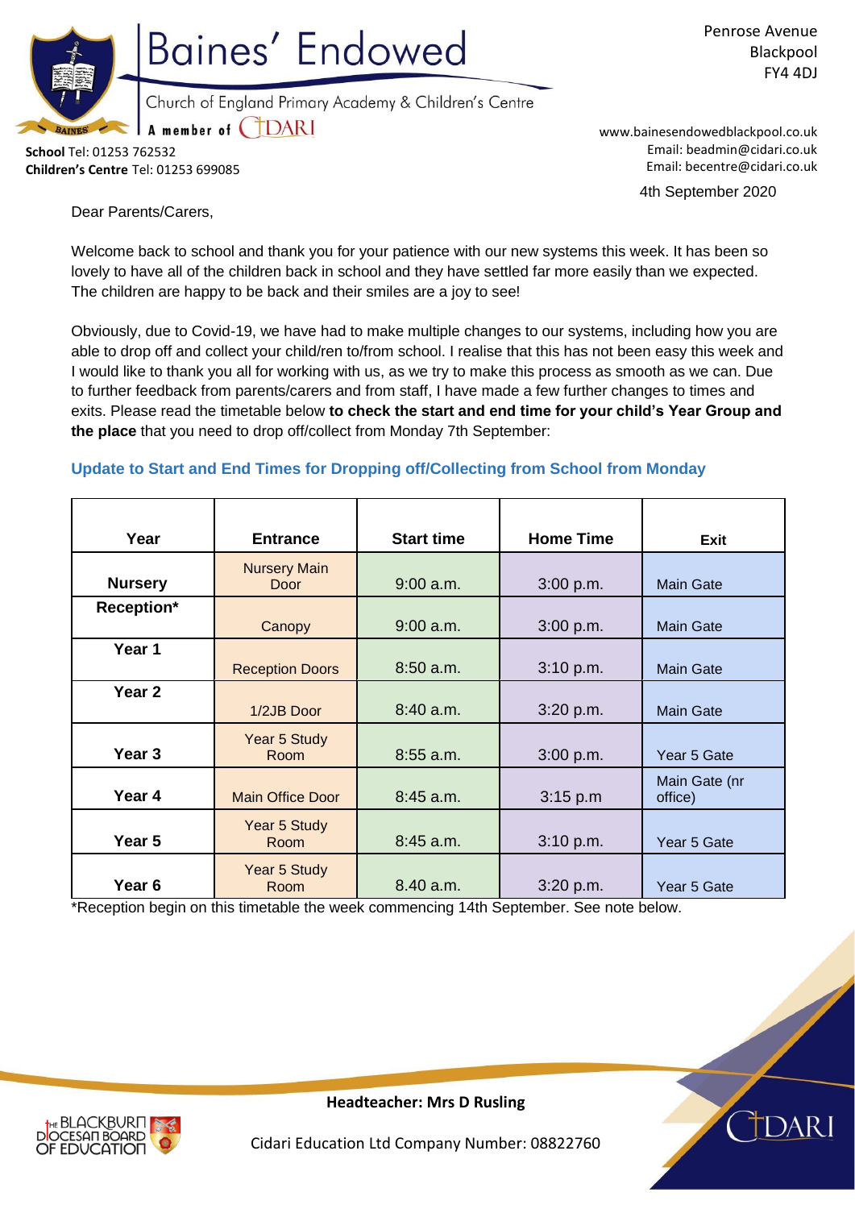# Baines' Endowed

Church of England Primary Academy & Children's Centre

A member of CIDARI

**School** Tel: 01253 762532
**Children's Centre** Tel: 01253 699085

Penrose Avenue
Blackpool
FY4 4DJ

www.bainesendowedblackpool.co.uk
Email: beadmin@cidari.co.uk
Email: becentre@cidari.co.uk

4th September 2020

Dear Parents/Carers,

Welcome back to school and thank you for your patience with our new systems this week. It has been so lovely to have all of the children back in school and they have settled far more easily than we expected. The children are happy to be back and their smiles are a joy to see!

Obviously, due to Covid-19, we have had to make multiple changes to our systems, including how you are able to drop off and collect your child/ren to/from school. I realise that this has not been easy this week and I would like to thank you all for working with us, as we try to make this process as smooth as we can. Due to further feedback from parents/carers and from staff, I have made a few further changes to times and exits. Please read the timetable below **to check the start and end time for your child's Year Group and the place** that you need to drop off/collect from Monday 7th September:

## Update to Start and End Times for Dropping off/Collecting from School from Monday

| Year | Entrance | Start time | Home Time | Exit |
|---|---|---|---|---|
| **Nursery** | Nursery Main Door | 9:00 a.m. | 3:00 p.m. | Main Gate |
| **Reception*** | Canopy | 9:00 a.m. | 3:00 p.m. | Main Gate |
| **Year 1** | Reception Doors | 8:50 a.m. | 3:10 p.m. | Main Gate |
| **Year 2** | 1/2JB Door | 8:40 a.m. | 3:20 p.m. | Main Gate |
| **Year 3** | Year 5 Study Room | 8:55 a.m. | 3:00 p.m. | Year 5 Gate |
| **Year 4** | Main Office Door | 8:45 a.m. | 3:15 p.m | Main Gate (nr office) |
| **Year 5** | Year 5 Study Room | 8:45 a.m. | 3:10 p.m. | Year 5 Gate |
| **Year 6** | Year 5 Study Room | 8.40 a.m. | 3:20 p.m. | Year 5 Gate |

*Reception begin on this timetable the week commencing 14th September. See note below.

**Headteacher: Mrs D Rusling**

Cidari Education Ltd Company Number: 08822760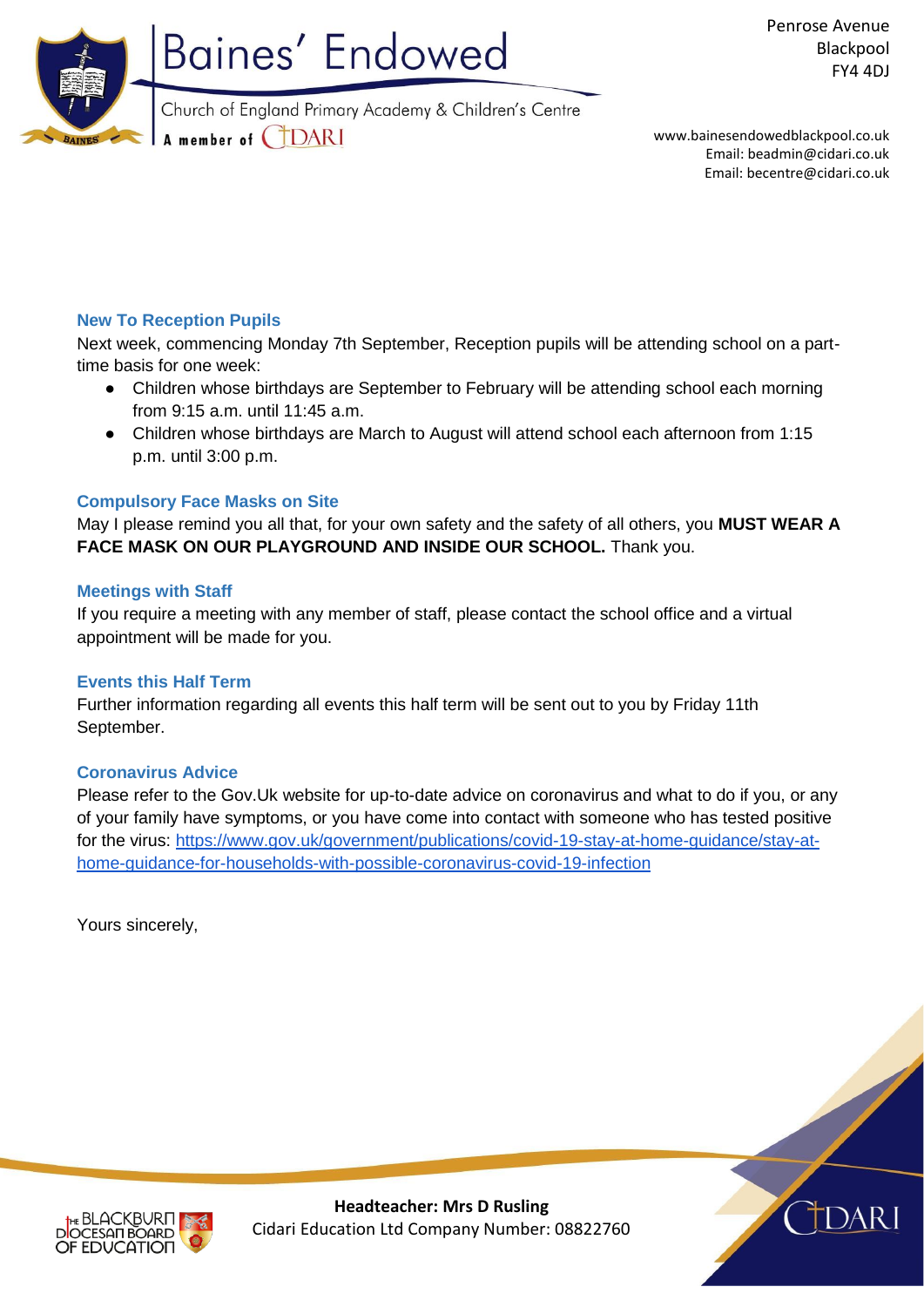### New To Reception Pupils

Next week, commencing Monday 7th September, Reception pupils will be attending school on a part-time basis for one week:

- Children whose birthdays are September to February will be attending school each morning from 9:15 a.m. until 11:45 a.m.
- Children whose birthdays are March to August will attend school each afternoon from 1:15 p.m. until 3:00 p.m.

### Compulsory Face Masks on Site

May I please remind you all that, for your own safety and the safety of all others, you **MUST WEAR A FACE MASK ON OUR PLAYGROUND AND INSIDE OUR SCHOOL.** Thank you.

### Meetings with Staff

If you require a meeting with any member of staff, please contact the school office and a virtual appointment will be made for you.

### Events this Half Term

Further information regarding all events this half term will be sent out to you by Friday 11th September.

### Coronavirus Advice

Please refer to the Gov.Uk website for up-to-date advice on coronavirus and what to do if you, or any of your family have symptoms, or you have come into contact with someone who has tested positive for the virus: [https://www.gov.uk/government/publications/covid-19-stay-at-home-guidance/stay-at-home-guidance-for-households-with-possible-coronavirus-covid-19-infection](https://www.gov.uk/government/publications/covid-19-stay-at-home-guidance/stay-at-home-guidance-for-households-with-possible-coronavirus-covid-19-infection)

Yours sincerely,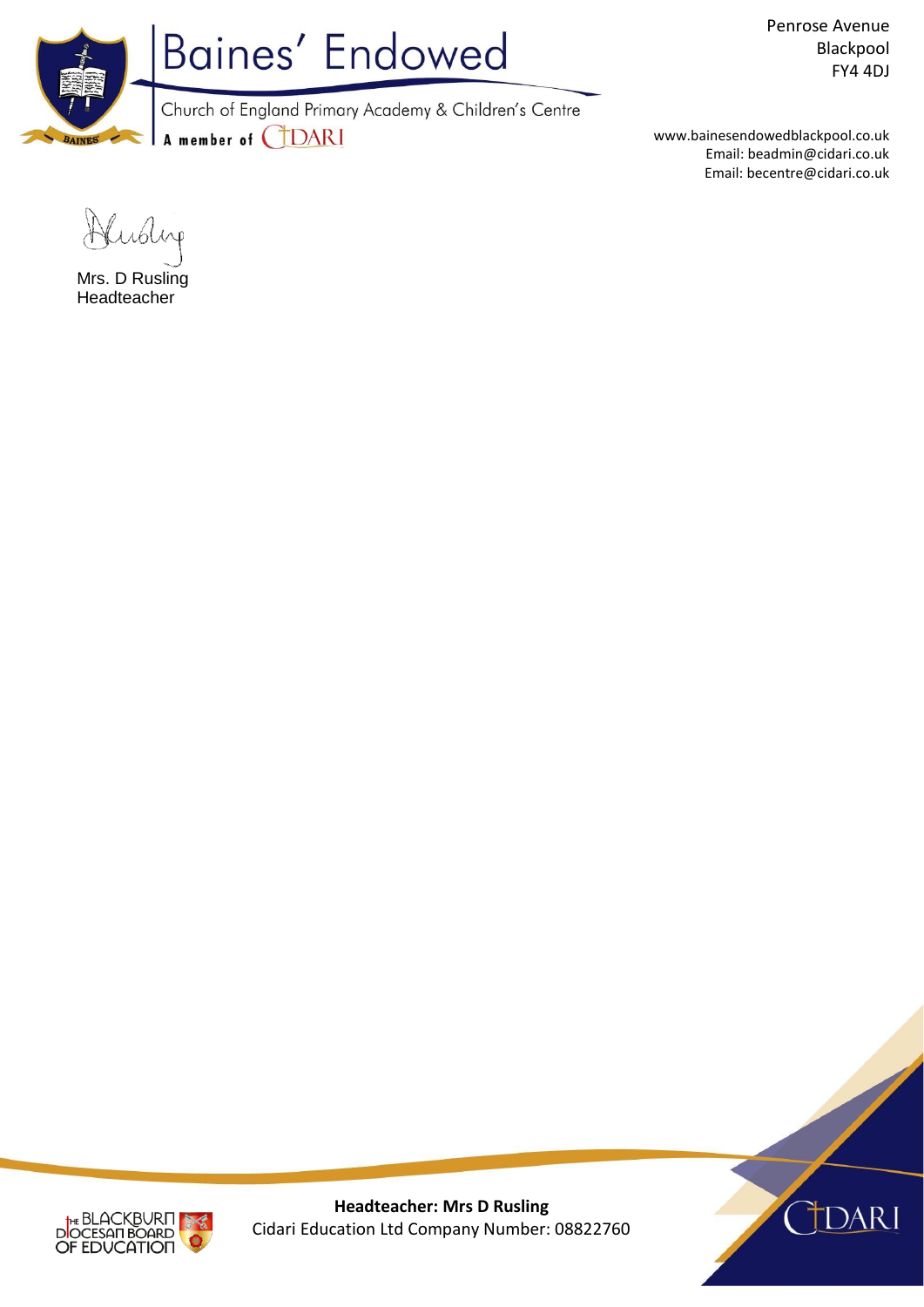Mrs. D Rusling
Headteacher